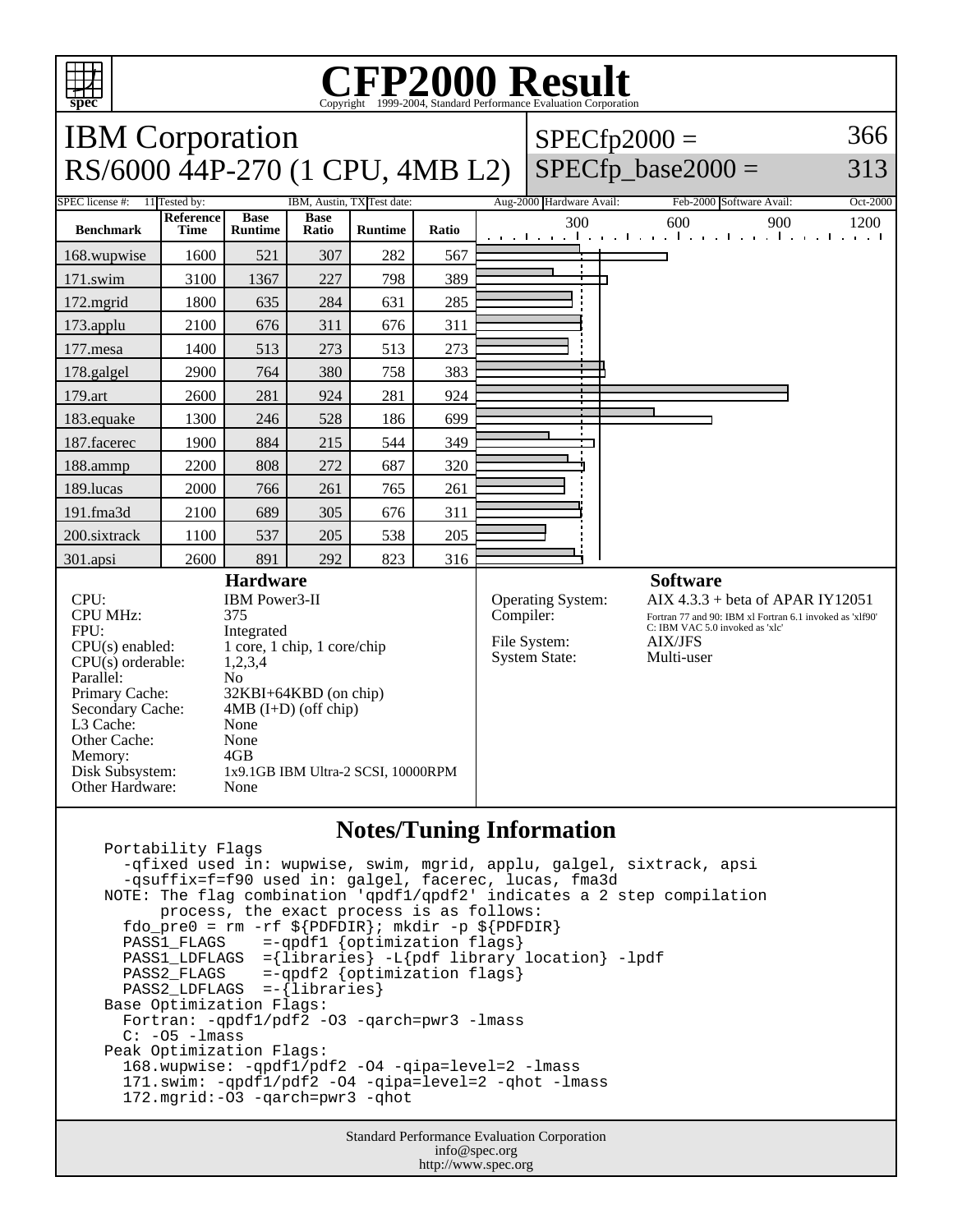# CFP2000 Result

Copyright 1999-2004, Standard Performance Evaluation Corporation

## IBM Corporation
## RS/6000 44P-270 (1 CPU, 4MB L2)

SPECfp2000 = 366
SPECfp_base2000 = 313

| SPEC license #: | 11 | Tested by: | IBM, Austin, TX | Test date: | Aug-2000 | Hardware Avail: | Feb-2000 | Software Avail: | Oct-2000 |
|---|---|---|---|---|---|---|---|---|---|

| Benchmark | Reference Time | Base Runtime | Base Ratio | Runtime | Ratio |
|---|---|---|---|---|---|
| 168.wupwise | 1600 | 521 | 307 | 282 | 567 |
| 171.swim | 3100 | 1367 | 227 | 798 | 389 |
| 172.mgrid | 1800 | 635 | 284 | 631 | 285 |
| 173.applu | 2100 | 676 | 311 | 676 | 311 |
| 177.mesa | 1400 | 513 | 273 | 513 | 273 |
| 178.galgel | 2900 | 764 | 380 | 758 | 383 |
| 179.art | 2600 | 281 | 924 | 281 | 924 |
| 183.equake | 1300 | 246 | 528 | 186 | 699 |
| 187.facerec | 1900 | 884 | 215 | 544 | 349 |
| 188.ammp | 2200 | 808 | 272 | 687 | 320 |
| 189.lucas | 2000 | 766 | 261 | 765 | 261 |
| 191.fma3d | 2100 | 689 | 305 | 676 | 311 |
| 200.sixtrack | 1100 | 537 | 205 | 538 | 205 |
| 301.apsi | 2600 | 891 | 292 | 823 | 316 |

### Hardware

| | |
|---|---|
| CPU: | IBM Power3-II |
| CPU MHz: | 375 |
| FPU: | Integrated |
| CPU(s) enabled: | 1 core, 1 chip, 1 core/chip |
| CPU(s) orderable: | 1,2,3,4 |
| Parallel: | No |
| Primary Cache: | 32KBI+64KBD (on chip) |
| Secondary Cache: | 4MB (I+D) (off chip) |
| L3 Cache: | None |
| Other Cache: | None |
| Memory: | 4GB |
| Disk Subsystem: | 1x9.1GB IBM Ultra-2 SCSI, 10000RPM |
| Other Hardware: | None |

### Software

| | |
|---|---|
| Operating System: | AIX 4.3.3 + beta of APAR IY12051 |
| Compiler: | Fortran 77 and 90: IBM xl Fortran 6.1 invoked as 'xlf90' C: IBM VAC 5.0 invoked as 'xlc' |
| File System: | AIX/JFS |
| System State: | Multi-user |

### Notes/Tuning Information

```
Portability Flags
  -qfixed used in: wupwise, swim, mgrid, applu, galgel, sixtrack, apsi
  -qsuffix=f=f90 used in: galgel, facerec, lucas, fma3d
NOTE: The flag combination 'qpdf1/qpdf2' indicates a 2 step compilation
      process, the exact process is as follows:
  fdo_pre0 = rm -rf ${PDFDIR}; mkdir -p ${PDFDIR}
  PASS1_FLAGS    =-qpdf1 {optimization flags}
  PASS1_LDFLAGS  ={libraries} -L{pdf library location} -lpdf
  PASS2_FLAGS    =-qpdf2 {optimization flags}
  PASS2_LDFLAGS  =-{libraries}
Base Optimization Flags:
  Fortran: -qpdf1/pdf2 -O3 -qarch=pwr3 -lmass
  C: -O5 -lmass
Peak Optimization Flags:
  168.wupwise: -qpdf1/pdf2 -O4 -qipa=level=2 -lmass
  171.swim: -qpdf1/pdf2 -O4 -qipa=level=2 -qhot -lmass
  172.mgrid:-O3 -qarch=pwr3 -qhot
```

Standard Performance Evaluation Corporation
info@spec.org
http://www.spec.org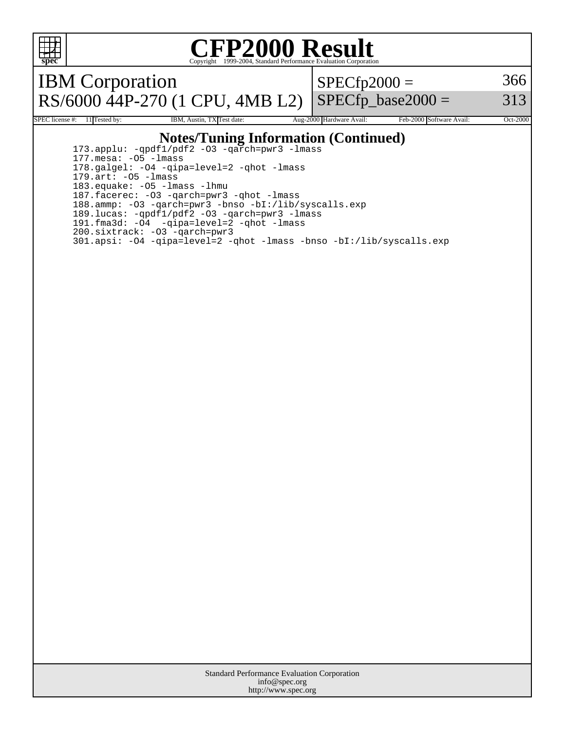# CFP2000 Result

Copyright 1999-2004, Standard Performance Evaluation Corporation

## IBM Corporation
## RS/6000 44P-270 (1 CPU, 4MB L2)

SPECfp2000 = 366

SPECfp_base2000 = 313

| SPEC license #: | 11 | Tested by: | IBM, Austin, TX | Test date: | Aug-2000 | Hardware Avail: | Feb-2000 | Software Avail: | Oct-2000 |
|---|---|---|---|---|---|---|---|---|---|

### Notes/Tuning Information (Continued)

```
173.applu: -qpdf1/pdf2 -O3 -qarch=pwr3 -lmass
177.mesa: -O5 -lmass
178.galgel: -O4 -qipa=level=2 -qhot -lmass
179.art: -O5 -lmass
183.equake: -O5 -lmass -lhmu
187.facerec: -O3 -qarch=pwr3 -qhot -lmass
188.ammp: -O3 -qarch=pwr3 -bnso -bI:/lib/syscalls.exp
189.lucas: -qpdf1/pdf2 -O3 -qarch=pwr3 -lmass
191.fma3d: -O4  -qipa=level=2 -qhot -lmass
200.sixtrack: -O3 -qarch=pwr3
301.apsi: -O4 -qipa=level=2 -qhot -lmass -bnso -bI:/lib/syscalls.exp
```

Standard Performance Evaluation Corporation
info@spec.org
http://www.spec.org